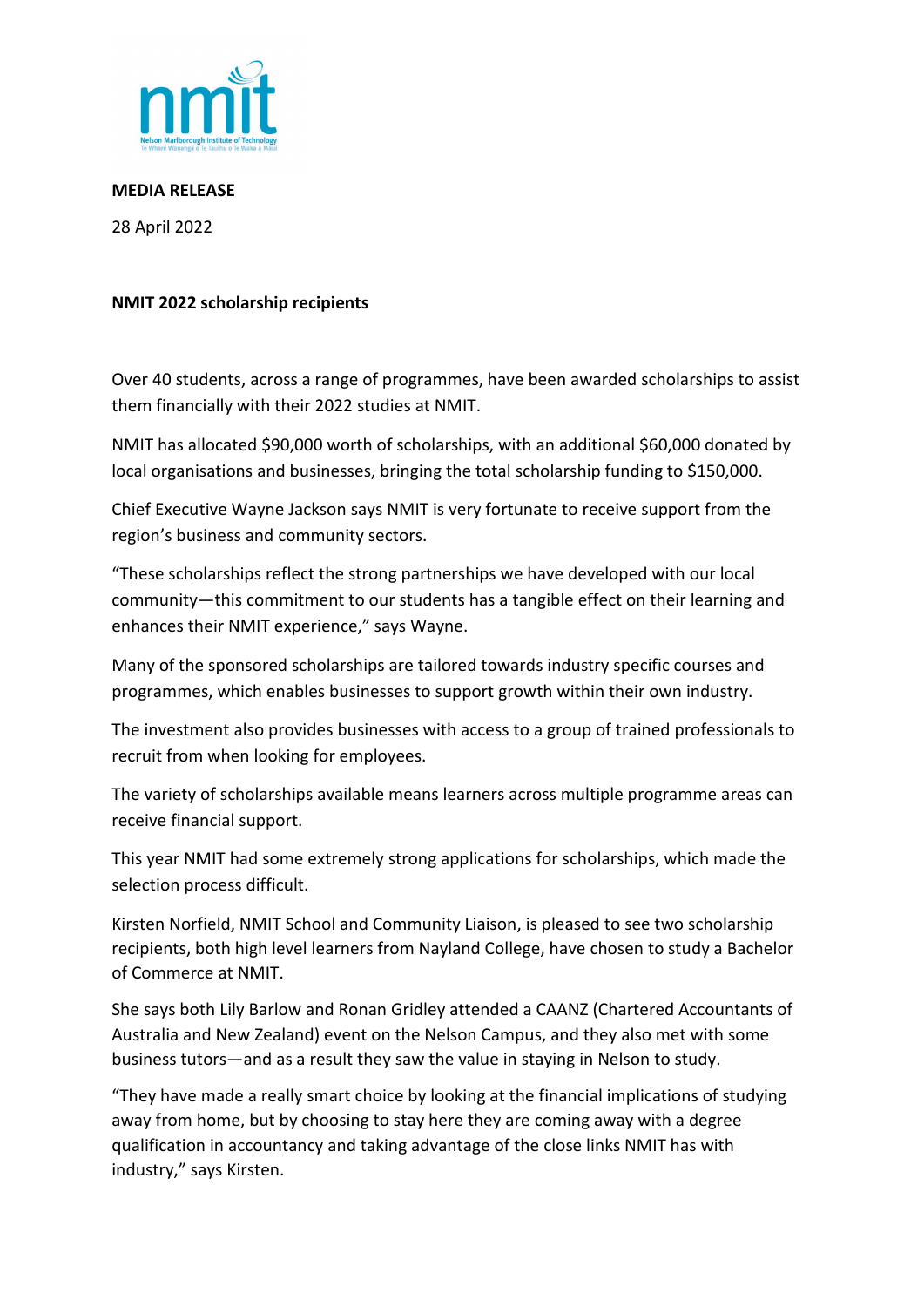**MEDIA RELEASE**

28 April 2022

**NMIT 2022 scholarship recipients**

Over 40 students, across a range of programmes, have been awarded scholarships to assist them financially with their 2022 studies at NMIT.

NMIT has allocated $90,000 worth of scholarships, with an additional $60,000 donated by local organisations and businesses, bringing the total scholarship funding to $150,000.

Chief Executive Wayne Jackson says NMIT is very fortunate to receive support from the region's business and community sectors.

"These scholarships reflect the strong partnerships we have developed with our local community—this commitment to our students has a tangible effect on their learning and enhances their NMIT experience," says Wayne.

Many of the sponsored scholarships are tailored towards industry specific courses and programmes, which enables businesses to support growth within their own industry.

The investment also provides businesses with access to a group of trained professionals to recruit from when looking for employees.

The variety of scholarships available means learners across multiple programme areas can receive financial support.

This year NMIT had some extremely strong applications for scholarships, which made the selection process difficult.

Kirsten Norfield, NMIT School and Community Liaison, is pleased to see two scholarship recipients, both high level learners from Nayland College, have chosen to study a Bachelor of Commerce at NMIT.

She says both Lily Barlow and Ronan Gridley attended a CAANZ (Chartered Accountants of Australia and New Zealand) event on the Nelson Campus, and they also met with some business tutors—and as a result they saw the value in staying in Nelson to study.

"They have made a really smart choice by looking at the financial implications of studying away from home, but by choosing to stay here they are coming away with a degree qualification in accountancy and taking advantage of the close links NMIT has with industry," says Kirsten.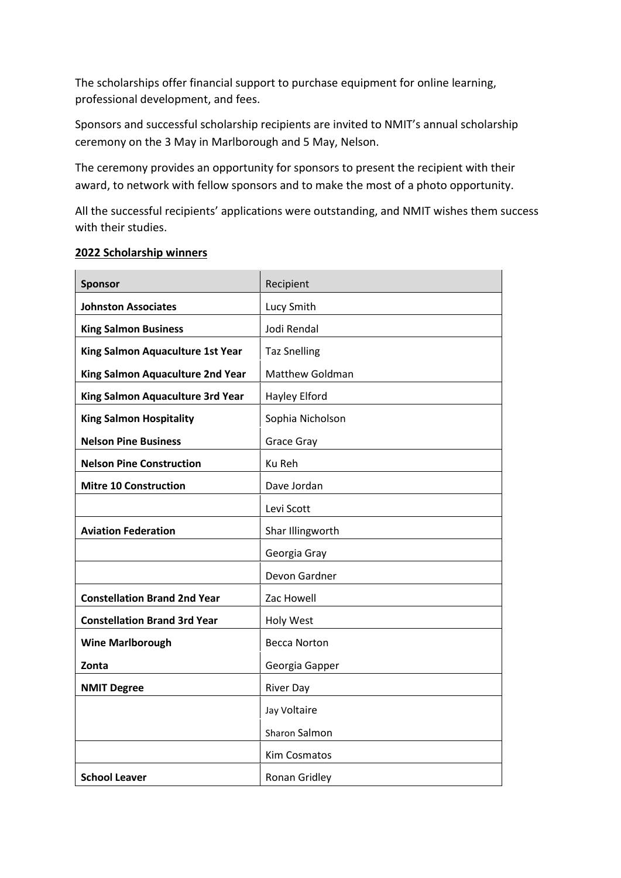The scholarships offer financial support to purchase equipment for online learning, professional development, and fees.

Sponsors and successful scholarship recipients are invited to NMIT's annual scholarship ceremony on the 3 May in Marlborough and 5 May, Nelson.

The ceremony provides an opportunity for sponsors to present the recipient with their award, to network with fellow sponsors and to make the most of a photo opportunity.

All the successful recipients' applications were outstanding, and NMIT wishes them success with their studies.

**2022 Scholarship winners**

| **Sponsor** | Recipient |
|---|---|
| **Johnston Associates** | Lucy Smith |
| **King Salmon Business** | Jodi Rendal |
| **King Salmon Aquaculture 1st Year** | Taz Snelling |
| **King Salmon Aquaculture 2nd Year** | Matthew Goldman |
| **King Salmon Aquaculture 3rd Year** | Hayley Elford |
| **King Salmon Hospitality** | Sophia Nicholson |
| **Nelson Pine Business** | Grace Gray |
| **Nelson Pine Construction** | Ku Reh |
| **Mitre 10 Construction** | Dave Jordan |
| | Levi Scott |
| **Aviation Federation** | Shar Illingworth |
| | Georgia Gray |
| | Devon Gardner |
| **Constellation Brand 2nd Year** | Zac Howell |
| **Constellation Brand 3rd Year** | Holy West |
| **Wine Marlborough** | Becca Norton |
| **Zonta** | Georgia Gapper |
| **NMIT Degree** | River Day |
| | Jay Voltaire |
| | Sharon Salmon |
| | Kim Cosmatos |
| **School Leaver** | Ronan Gridley |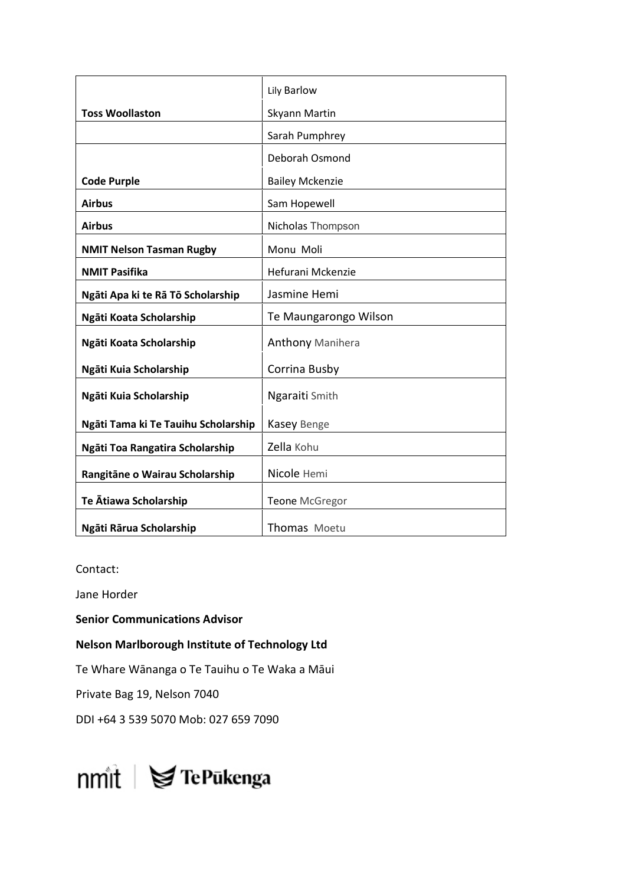| | |
|---|---|
| | Lily Barlow |
| Toss Woollaston | Skyann Martin |
| | Sarah Pumphrey |
| | Deborah Osmond |
| Code Purple | Bailey Mckenzie |
| Airbus | Sam Hopewell |
| Airbus | Nicholas Thompson |
| NMIT Nelson Tasman Rugby | Monu Moli |
| NMIT Pasifika | Hefurani Mckenzie |
| Ngāti Apa ki te Rā Tō Scholarship | Jasmine Hemi |
| Ngāti Koata Scholarship | Te Maungarongo Wilson |
| Ngāti Koata Scholarship | Anthony Manihera |
| Ngāti Kuia Scholarship | Corrina Busby |
| Ngāti Kuia Scholarship | Ngaraiti Smith |
| Ngāti Tama ki Te Tauihu Scholarship | Kasey Benge |
| Ngāti Toa Rangatira Scholarship | Zella Kohu |
| Rangitāne o Wairau Scholarship | Nicole Hemi |
| Te Ātiawa Scholarship | Teone McGregor |
| Ngāti Rārua Scholarship | Thomas Moetu |

Contact:

Jane Horder

**Senior Communications Advisor**

**Nelson Marlborough Institute of Technology Ltd**

Te Whare Wānanga o Te Tauihu o Te Waka a Māui

Private Bag 19, Nelson 7040

DDI +64 3 539 5070 Mob: 027 659 7090